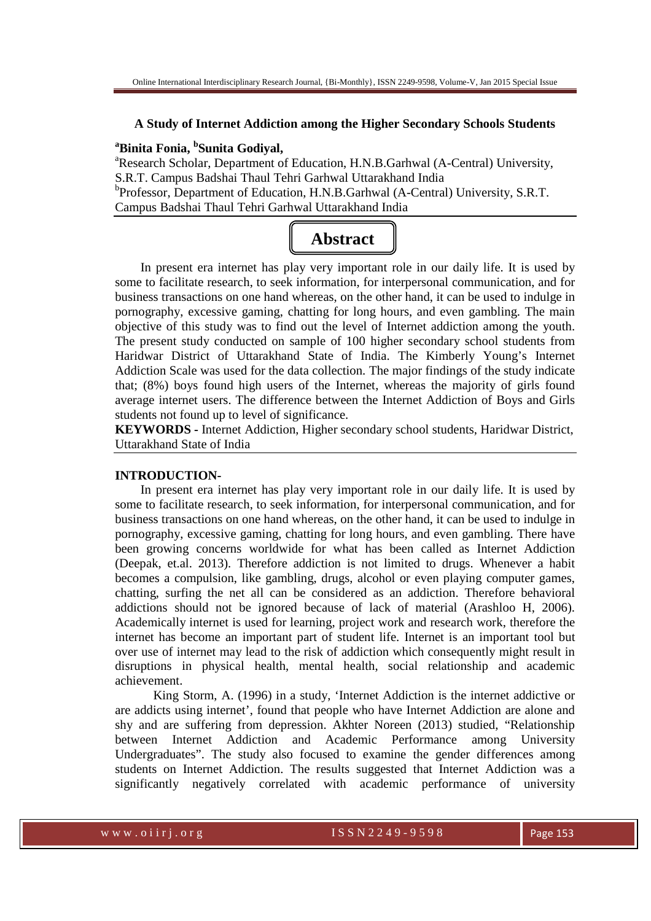## A Study of Internet Addiction among the Higher Secondary Schools Students

**[a]Binita Fonia, [b]Sunita Godiyal,**

[a]Research Scholar, Department of Education, H.N.B.Garhwal (A-Central) University, S.R.T. Campus Badshai Thaul Tehri Garhwal Uttarakhand India

[b]Professor, Department of Education, H.N.B.Garhwal (A-Central) University, S.R.T. Campus Badshai Thaul Tehri Garhwal Uttarakhand India

## Abstract

In present era internet has play very important role in our daily life. It is used by some to facilitate research, to seek information, for interpersonal communication, and for business transactions on one hand whereas, on the other hand, it can be used to indulge in pornography, excessive gaming, chatting for long hours, and even gambling. The main objective of this study was to find out the level of Internet addiction among the youth. The present study conducted on sample of 100 higher secondary school students from Haridwar District of Uttarakhand State of India. The Kimberly Young's Internet Addiction Scale was used for the data collection. The major findings of the study indicate that; (8%) boys found high users of the Internet, whereas the majority of girls found average internet users. The difference between the Internet Addiction of Boys and Girls students not found up to level of significance.

**KEYWORDS -** Internet Addiction, Higher secondary school students, Haridwar District, Uttarakhand State of India

### INTRODUCTION-

In present era internet has play very important role in our daily life. It is used by some to facilitate research, to seek information, for interpersonal communication, and for business transactions on one hand whereas, on the other hand, it can be used to indulge in pornography, excessive gaming, chatting for long hours, and even gambling. There have been growing concerns worldwide for what has been called as Internet Addiction (Deepak, et.al. 2013). Therefore addiction is not limited to drugs. Whenever a habit becomes a compulsion, like gambling, drugs, alcohol or even playing computer games, chatting, surfing the net all can be considered as an addiction. Therefore behavioral addictions should not be ignored because of lack of material (Arashloo H, 2006). Academically internet is used for learning, project work and research work, therefore the internet has become an important part of student life. Internet is an important tool but over use of internet may lead to the risk of addiction which consequently might result in disruptions in physical health, mental health, social relationship and academic achievement.

King Storm, A. (1996) in a study, 'Internet Addiction is the internet addictive or are addicts using internet', found that people who have Internet Addiction are alone and shy and are suffering from depression. Akhter Noreen (2013) studied, "Relationship between Internet Addiction and Academic Performance among University Undergraduates". The study also focused to examine the gender differences among students on Internet Addiction. The results suggested that Internet Addiction was a significantly negatively correlated with academic performance of university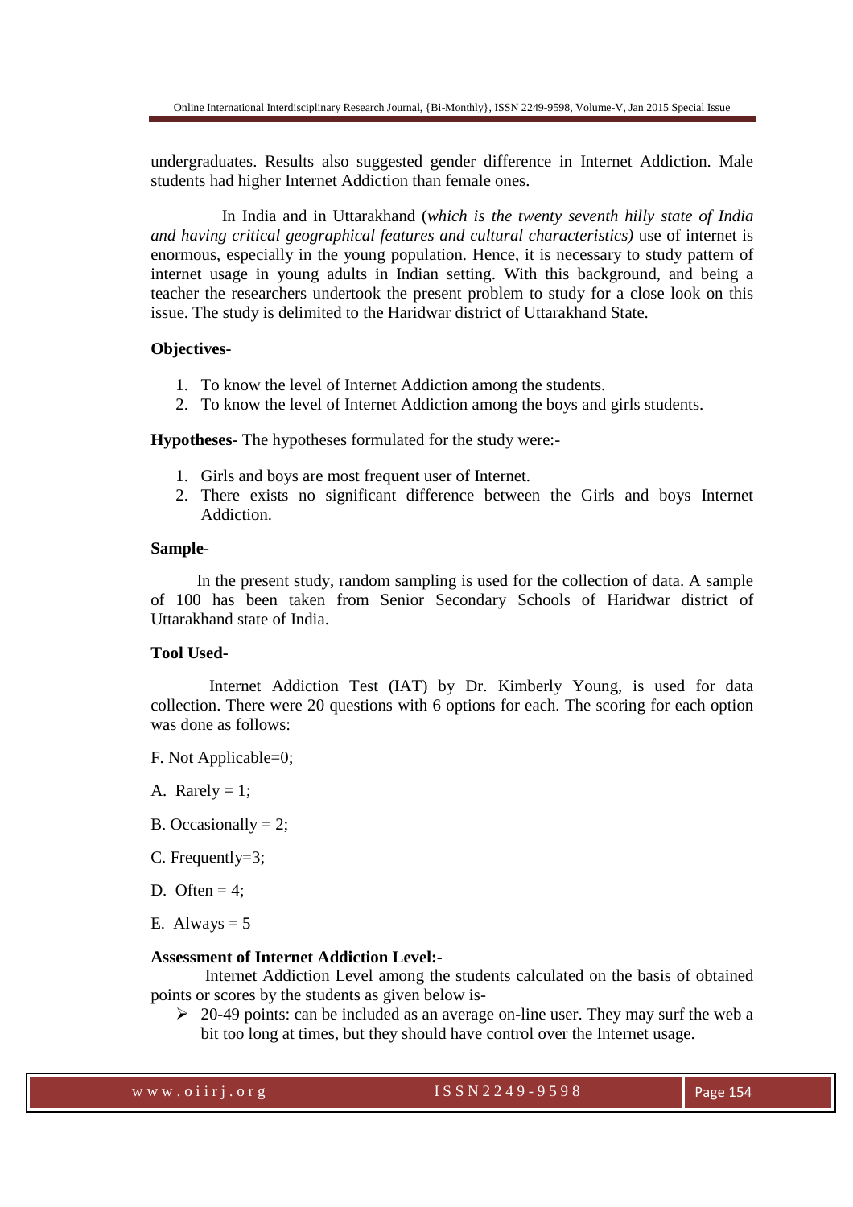undergraduates. Results also suggested gender difference in Internet Addiction. Male students had higher Internet Addiction than female ones.

In India and in Uttarakhand (*which is the twenty seventh hilly state of India and having critical geographical features and cultural characteristics)* use of internet is enormous, especially in the young population. Hence, it is necessary to study pattern of internet usage in young adults in Indian setting. With this background, and being a teacher the researchers undertook the present problem to study for a close look on this issue. The study is delimited to the Haridwar district of Uttarakhand State.

**Objectives-**

1. To know the level of Internet Addiction among the students.
2. To know the level of Internet Addiction among the boys and girls students.

**Hypotheses-** The hypotheses formulated for the study were:-

1. Girls and boys are most frequent user of Internet.
2. There exists no significant difference between the Girls and boys Internet Addiction.

**Sample-**

In the present study, random sampling is used for the collection of data. A sample of 100 has been taken from Senior Secondary Schools of Haridwar district of Uttarakhand state of India.

**Tool Used-**

Internet Addiction Test (IAT) by Dr. Kimberly Young, is used for data collection. There were 20 questions with 6 options for each. The scoring for each option was done as follows:

F. Not Applicable=0;

A. Rarely = 1;

B. Occasionally = 2;

C. Frequently=3;

D. Often = 4;

E. Always = 5

**Assessment of Internet Addiction Level:-**

Internet Addiction Level among the students calculated on the basis of obtained points or scores by the students as given below is-

- 20-49 points: can be included as an average on-line user. They may surf the web a bit too long at times, but they should have control over the Internet usage.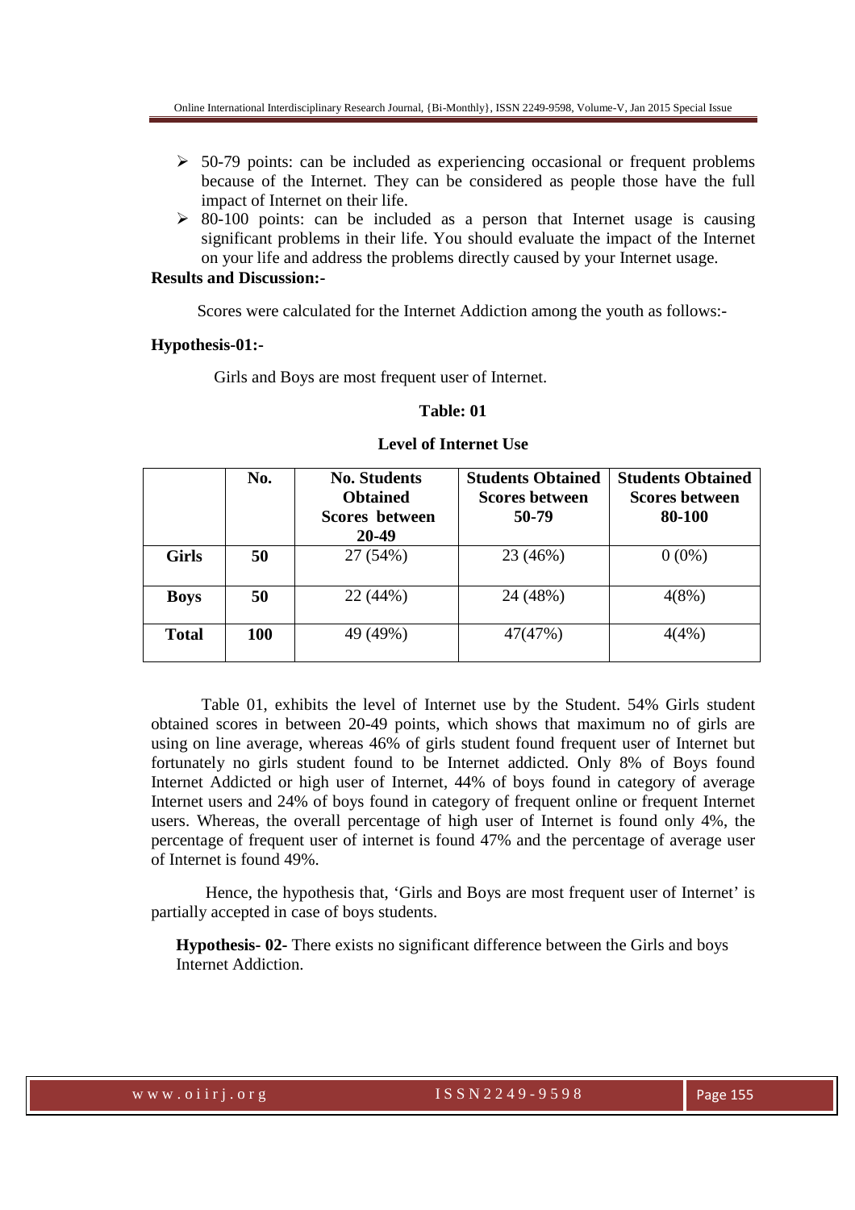- 50-79 points: can be included as experiencing occasional or frequent problems because of the Internet. They can be considered as people those have the full impact of Internet on their life.
- 80-100 points: can be included as a person that Internet usage is causing significant problems in their life. You should evaluate the impact of the Internet on your life and address the problems directly caused by your Internet usage.

**Results and Discussion:-**

Scores were calculated for the Internet Addiction among the youth as follows:-

**Hypothesis-01:-**

Girls and Boys are most frequent user of Internet.

**Table: 01**

**Level of Internet Use**

| | No. | No. Students Obtained Scores between 20-49 | Students Obtained Scores between 50-79 | Students Obtained Scores between 80-100 |
|---|---|---|---|---|
| **Girls** | **50** | 27 (54%) | 23 (46%) | 0 (0%) |
| **Boys** | **50** | 22 (44%) | 24 (48%) | 4(8%) |
| **Total** | **100** | 49 (49%) | 47(47%) | 4(4%) |

Table 01, exhibits the level of Internet use by the Student. 54% Girls student obtained scores in between 20-49 points, which shows that maximum no of girls are using on line average, whereas 46% of girls student found frequent user of Internet but fortunately no girls student found to be Internet addicted. Only 8% of Boys found Internet Addicted or high user of Internet, 44% of boys found in category of average Internet users and 24% of boys found in category of frequent online or frequent Internet users. Whereas, the overall percentage of high user of Internet is found only 4%, the percentage of frequent user of internet is found 47% and the percentage of average user of Internet is found 49%.

Hence, the hypothesis that, 'Girls and Boys are most frequent user of Internet' is partially accepted in case of boys students.

**Hypothesis- 02-** There exists no significant difference between the Girls and boys Internet Addiction.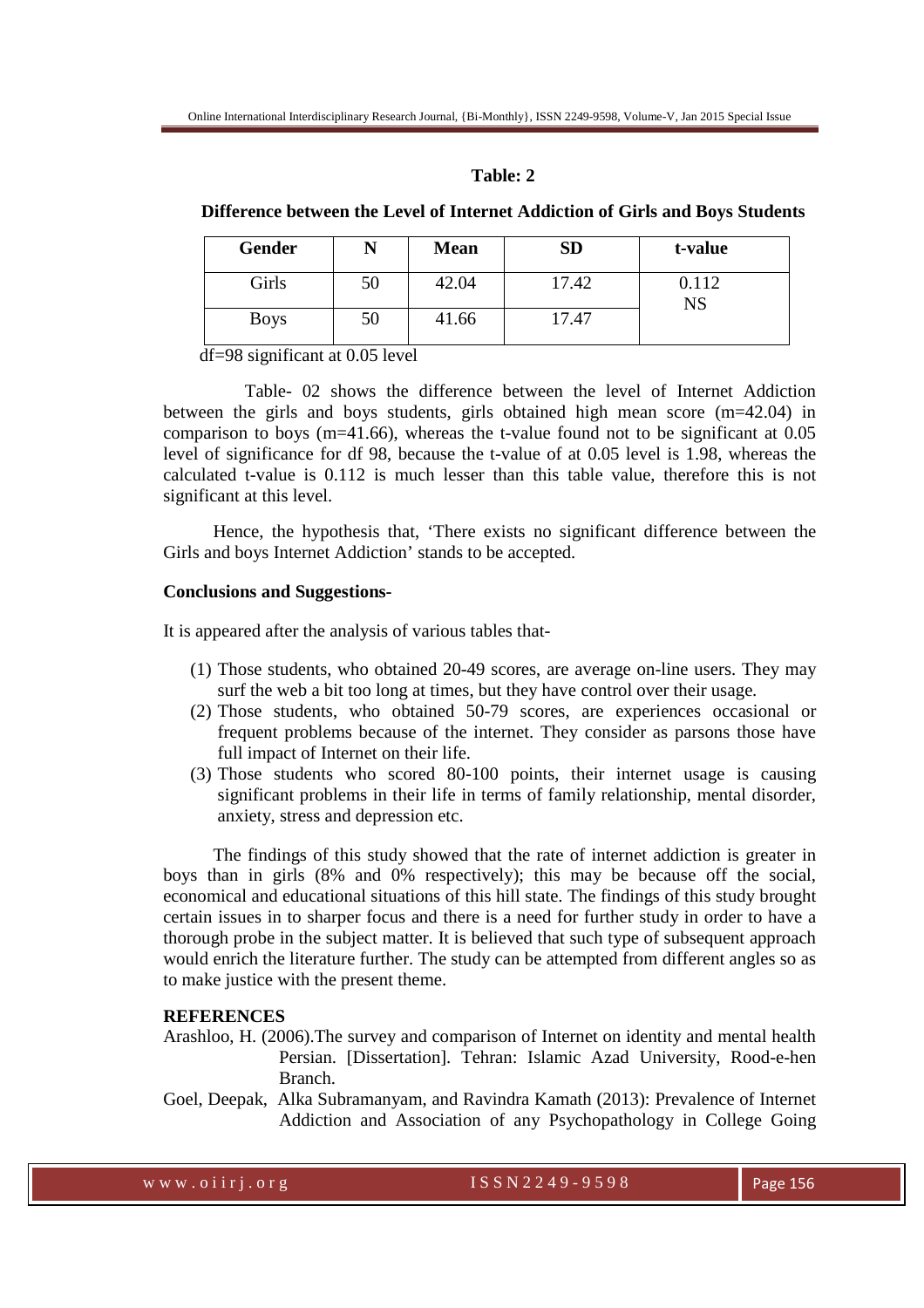**Table: 2**

**Difference between the Level of Internet Addiction of Girls and Boys Students**

| Gender | N | Mean | SD | t-value |
|---|---|---|---|---|
| Girls | 50 | 42.04 | 17.42 | 0.112 NS |
| Boys | 50 | 41.66 | 17.47 | |

df=98 significant at 0.05 level

Table- 02 shows the difference between the level of Internet Addiction between the girls and boys students, girls obtained high mean score (m=42.04) in comparison to boys (m=41.66), whereas the t-value found not to be significant at 0.05 level of significance for df 98, because the t-value of at 0.05 level is 1.98, whereas the calculated t-value is 0.112 is much lesser than this table value, therefore this is not significant at this level.

Hence, the hypothesis that, 'There exists no significant difference between the Girls and boys Internet Addiction' stands to be accepted.

**Conclusions and Suggestions-**

It is appeared after the analysis of various tables that-

(1) Those students, who obtained 20-49 scores, are average on-line users. They may surf the web a bit too long at times, but they have control over their usage.
(2) Those students, who obtained 50-79 scores, are experiences occasional or frequent problems because of the internet. They consider as parsons those have full impact of Internet on their life.
(3) Those students who scored 80-100 points, their internet usage is causing significant problems in their life in terms of family relationship, mental disorder, anxiety, stress and depression etc.

The findings of this study showed that the rate of internet addiction is greater in boys than in girls (8% and 0% respectively); this may be because off the social, economical and educational situations of this hill state. The findings of this study brought certain issues in to sharper focus and there is a need for further study in order to have a thorough probe in the subject matter. It is believed that such type of subsequent approach would enrich the literature further. The study can be attempted from different angles so as to make justice with the present theme.

**REFERENCES**

Arashloo, H. (2006).The survey and comparison of Internet on identity and mental health Persian. [Dissertation]. Tehran: Islamic Azad University, Rood-e-hen Branch.

Goel, Deepak, Alka Subramanyam, and Ravindra Kamath (2013): Prevalence of Internet Addiction and Association of any Psychopathology in College Going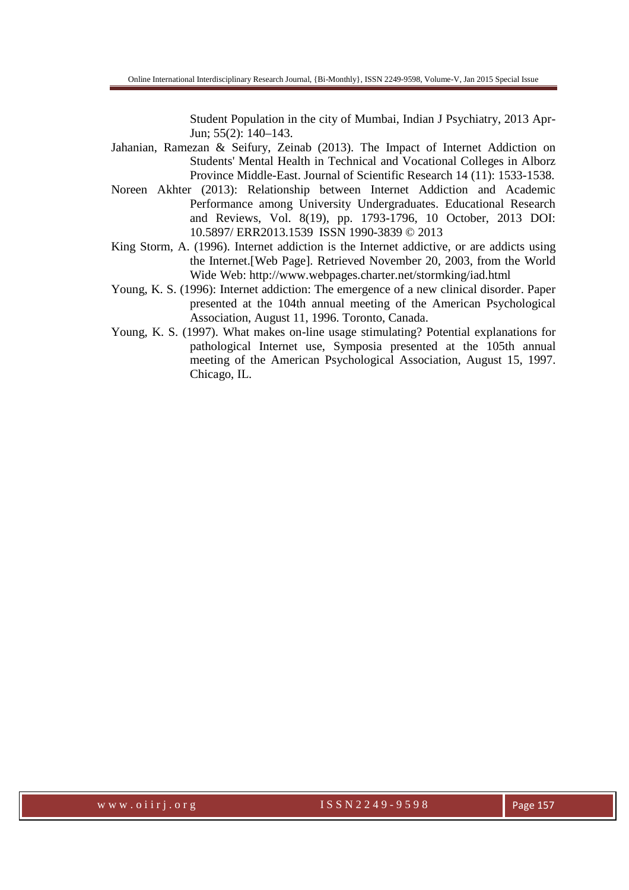Student Population in the city of Mumbai, Indian J Psychiatry, 2013 Apr-Jun; 55(2): 140–143.

Jahanian, Ramezan & Seifury, Zeinab (2013). The Impact of Internet Addiction on Students' Mental Health in Technical and Vocational Colleges in Alborz Province Middle-East. Journal of Scientific Research 14 (11): 1533-1538.

Noreen Akhter (2013): Relationship between Internet Addiction and Academic Performance among University Undergraduates. Educational Research and Reviews, Vol. 8(19), pp. 1793-1796, 10 October, 2013 DOI: 10.5897/ ERR2013.1539 ISSN 1990-3839 © 2013

King Storm, A. (1996). Internet addiction is the Internet addictive, or are addicts using the Internet.[Web Page]. Retrieved November 20, 2003, from the World Wide Web: http://www.webpages.charter.net/stormking/iad.html

Young, K. S. (1996): Internet addiction: The emergence of a new clinical disorder. Paper presented at the 104th annual meeting of the American Psychological Association, August 11, 1996. Toronto, Canada.

Young, K. S. (1997). What makes on-line usage stimulating? Potential explanations for pathological Internet use, Symposia presented at the 105th annual meeting of the American Psychological Association, August 15, 1997. Chicago, IL.